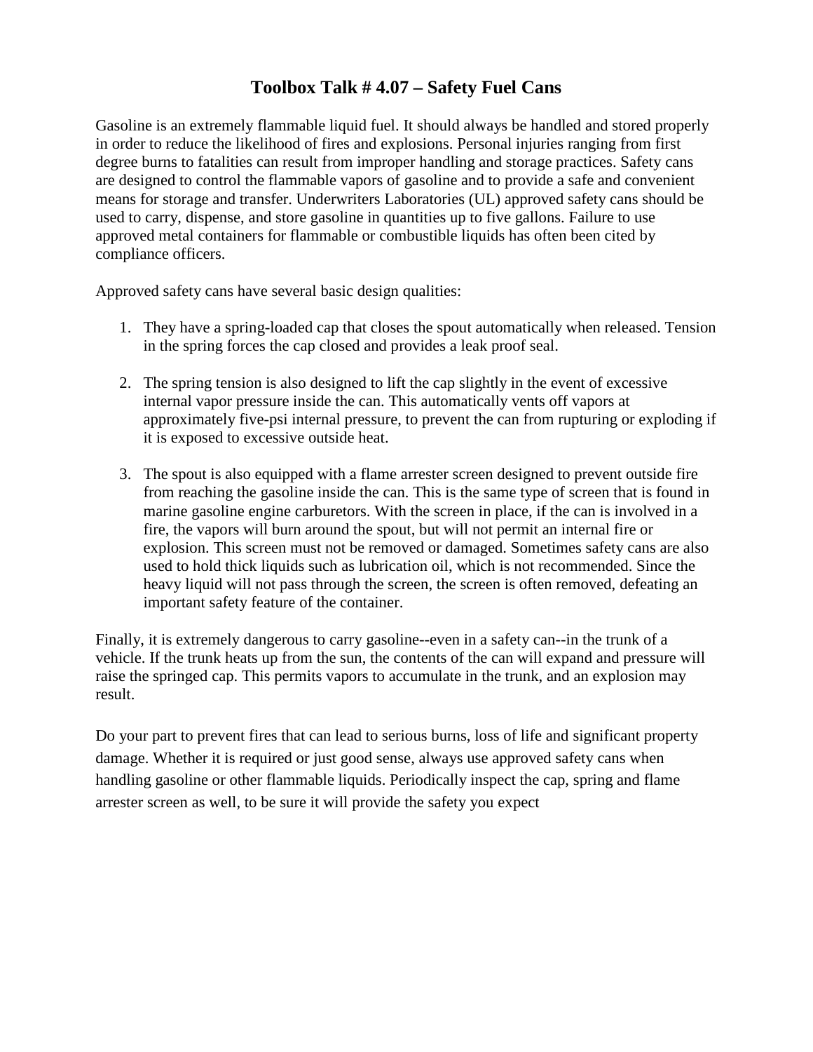# Toolbox Talk # 4.07 – Safety Fuel Cans

Gasoline is an extremely flammable liquid fuel. It should always be handled and stored properly in order to reduce the likelihood of fires and explosions. Personal injuries ranging from first degree burns to fatalities can result from improper handling and storage practices. Safety cans are designed to control the flammable vapors of gasoline and to provide a safe and convenient means for storage and transfer. Underwriters Laboratories (UL) approved safety cans should be used to carry, dispense, and store gasoline in quantities up to five gallons. Failure to use approved metal containers for flammable or combustible liquids has often been cited by compliance officers.

Approved safety cans have several basic design qualities:

1. They have a spring-loaded cap that closes the spout automatically when released. Tension in the spring forces the cap closed and provides a leak proof seal.

2. The spring tension is also designed to lift the cap slightly in the event of excessive internal vapor pressure inside the can. This automatically vents off vapors at approximately five-psi internal pressure, to prevent the can from rupturing or exploding if it is exposed to excessive outside heat.

3. The spout is also equipped with a flame arrester screen designed to prevent outside fire from reaching the gasoline inside the can. This is the same type of screen that is found in marine gasoline engine carburetors. With the screen in place, if the can is involved in a fire, the vapors will burn around the spout, but will not permit an internal fire or explosion. This screen must not be removed or damaged. Sometimes safety cans are also used to hold thick liquids such as lubrication oil, which is not recommended. Since the heavy liquid will not pass through the screen, the screen is often removed, defeating an important safety feature of the container.

Finally, it is extremely dangerous to carry gasoline--even in a safety can--in the trunk of a vehicle. If the trunk heats up from the sun, the contents of the can will expand and pressure will raise the springed cap. This permits vapors to accumulate in the trunk, and an explosion may result.

Do your part to prevent fires that can lead to serious burns, loss of life and significant property damage. Whether it is required or just good sense, always use approved safety cans when handling gasoline or other flammable liquids. Periodically inspect the cap, spring and flame arrester screen as well, to be sure it will provide the safety you expect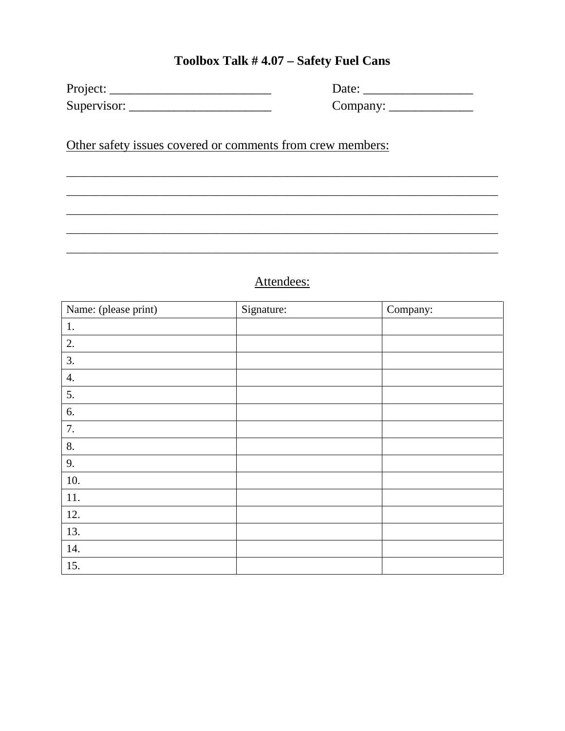# Toolbox Talk # 4.07 – Safety Fuel Cans

Project: _________________________ Date: _________________

Supervisor: ______________________ Company: _____________

Other safety issues covered or comments from crew members:

___________________________________________________________________________

___________________________________________________________________________

___________________________________________________________________________

___________________________________________________________________________

___________________________________________________________________________

## Attendees:

| Name: (please print) | Signature: | Company: |
|---|---|---|
| 1. | | |
| 2. | | |
| 3. | | |
| 4. | | |
| 5. | | |
| 6. | | |
| 7. | | |
| 8. | | |
| 9. | | |
| 10. | | |
| 11. | | |
| 12. | | |
| 13. | | |
| 14. | | |
| 15. | | |